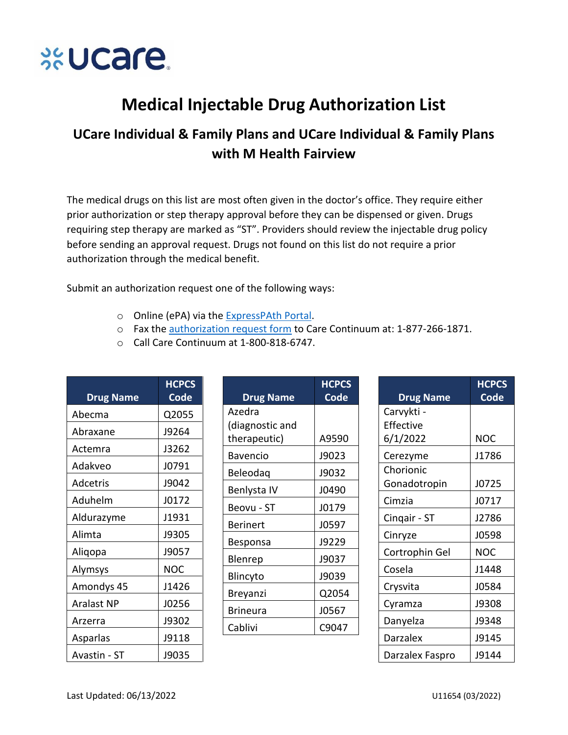ucare

# Medical Injectable Drug Authorization List

## UCare Individual & Family Plans and UCare Individual & Family Plans with M Health Fairview

The medical drugs on this list are most often given in the doctor's office. They require either prior authorization or step therapy approval before they can be dispensed or given. Drugs requiring step therapy are marked as "ST". Providers should review the injectable drug policy before sending an approval request. Drugs not found on this list do not require a prior authorization through the medical benefit.

Submit an authorization request one of the following ways:

- Online (ePA) via the ExpressPAth Portal.
- Fax the authorization request form to Care Continuum at: 1-877-266-1871.
- Call Care Continuum at 1-800-818-6747.

| Drug Name | HCPCS Code |
|---|---|
| Abecma | Q2055 |
| Abraxane | J9264 |
| Actemra | J3262 |
| Adakveo | J0791 |
| Adcetris | J9042 |
| Aduhelm | J0172 |
| Aldurazyme | J1931 |
| Alimta | J9305 |
| Aliqopa | J9057 |
| Alymsys | NOC |
| Amondys 45 | J1426 |
| Aralast NP | J0256 |
| Arzerra | J9302 |
| Asparlas | J9118 |
| Avastin - ST | J9035 |
| Azedra (diagnostic and therapeutic) | A9590 |
| Bavencio | J9023 |
| Beleodaq | J9032 |
| Benlysta IV | J0490 |
| Beovu - ST | J0179 |
| Berinert | J0597 |
| Besponsa | J9229 |
| Blenrep | J9037 |
| Blincyto | J9039 |
| Breyanzi | Q2054 |
| Brineura | J0567 |
| Cablivi | C9047 |
| Carvykti - Effective 6/1/2022 | NOC |
| Cerezyme | J1786 |
| Chorionic Gonadotropin | J0725 |
| Cimzia | J0717 |
| Cinqair - ST | J2786 |
| Cinryze | J0598 |
| Cortrophin Gel | NOC |
| Cosela | J1448 |
| Crysvita | J0584 |
| Cyramza | J9308 |
| Danyelza | J9348 |
| Darzalex | J9145 |
| Darzalex Faspro | J9144 |

Last Updated: 06/13/2022

U11654 (03/2022)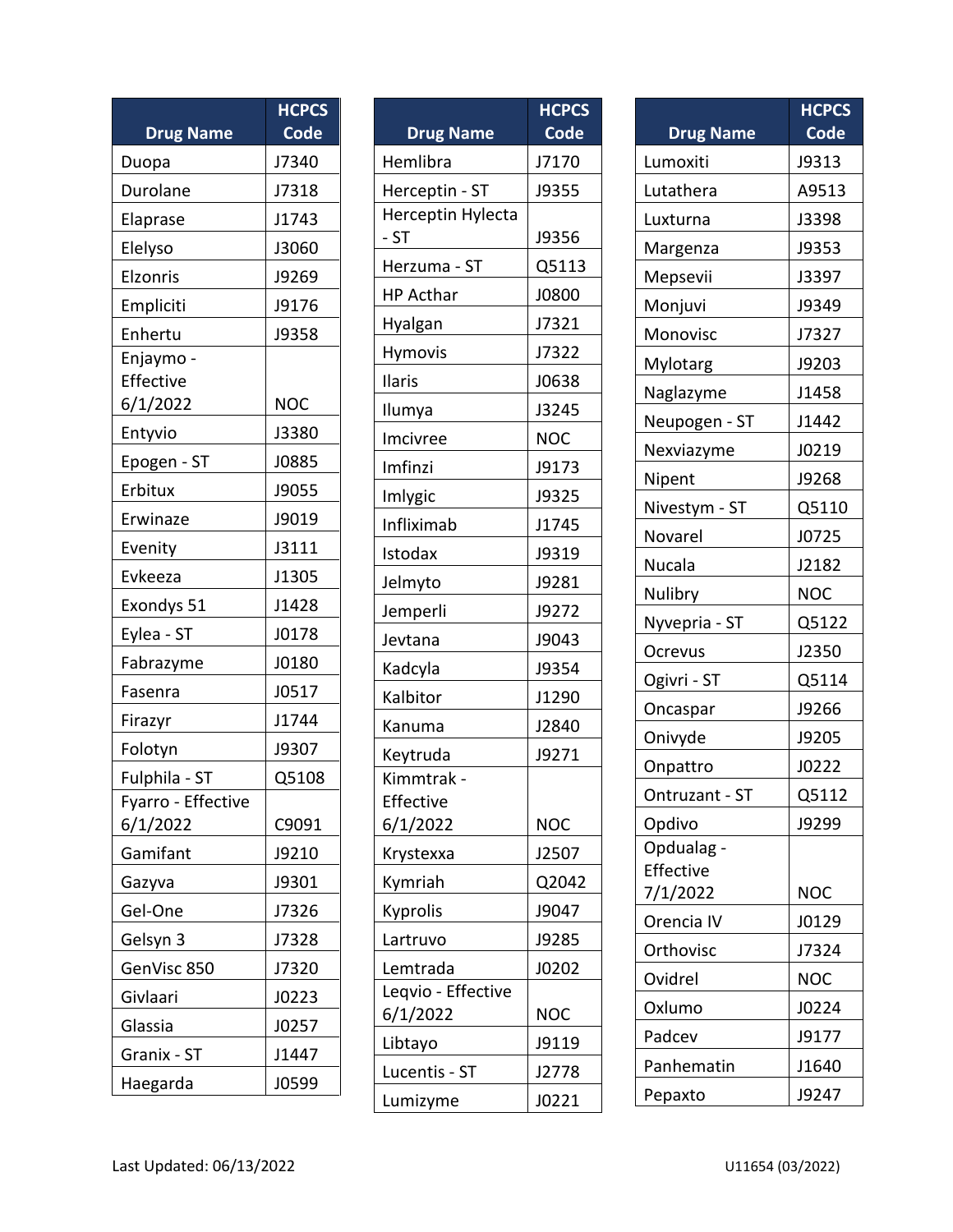| Drug Name | HCPCS Code |
|---|---|
| Duopa | J7340 |
| Durolane | J7318 |
| Elaprase | J1743 |
| Elelyso | J3060 |
| Elzonris | J9269 |
| Empliciti | J9176 |
| Enhertu | J9358 |
| Enjaymo - Effective 6/1/2022 | NOC |
| Entyvio | J3380 |
| Epogen - ST | J0885 |
| Erbitux | J9055 |
| Erwinaze | J9019 |
| Evenity | J3111 |
| Evkeeza | J1305 |
| Exondys 51 | J1428 |
| Eylea - ST | J0178 |
| Fabrazyme | J0180 |
| Fasenra | J0517 |
| Firazyr | J1744 |
| Folotyn | J9307 |
| Fulphila - ST | Q5108 |
| Fyarro - Effective 6/1/2022 | C9091 |
| Gamifant | J9210 |
| Gazyva | J9301 |
| Gel-One | J7326 |
| Gelsyn 3 | J7328 |
| GenVisc 850 | J7320 |
| Givlaari | J0223 |
| Glassia | J0257 |
| Granix - ST | J1447 |
| Haegarda | J0599 |

| Drug Name | HCPCS Code |
|---|---|
| Hemlibra | J7170 |
| Herceptin - ST | J9355 |
| Herceptin Hylecta - ST | J9356 |
| Herzuma - ST | Q5113 |
| HP Acthar | J0800 |
| Hyalgan | J7321 |
| Hymovis | J7322 |
| Ilaris | J0638 |
| Ilumya | J3245 |
| Imcivree | NOC |
| Imfinzi | J9173 |
| Imlygic | J9325 |
| Infliximab | J1745 |
| Istodax | J9319 |
| Jelmyto | J9281 |
| Jemperli | J9272 |
| Jevtana | J9043 |
| Kadcyla | J9354 |
| Kalbitor | J1290 |
| Kanuma | J2840 |
| Keytruda | J9271 |
| Kimmtrak - Effective 6/1/2022 | NOC |
| Krystexxa | J2507 |
| Kymriah | Q2042 |
| Kyprolis | J9047 |
| Lartruvo | J9285 |
| Lemtrada | J0202 |
| Leqvio - Effective 6/1/2022 | NOC |
| Libtayo | J9119 |
| Lucentis - ST | J2778 |
| Lumizyme | J0221 |

| Drug Name | HCPCS Code |
|---|---|
| Lumoxiti | J9313 |
| Lutathera | A9513 |
| Luxturna | J3398 |
| Margenza | J9353 |
| Mepsevii | J3397 |
| Monjuvi | J9349 |
| Monovisc | J7327 |
| Mylotarg | J9203 |
| Naglazyme | J1458 |
| Neupogen - ST | J1442 |
| Nexviazyme | J0219 |
| Nipent | J9268 |
| Nivestym - ST | Q5110 |
| Novarel | J0725 |
| Nucala | J2182 |
| Nulibry | NOC |
| Nyvepria - ST | Q5122 |
| Ocrevus | J2350 |
| Ogivri - ST | Q5114 |
| Oncaspar | J9266 |
| Onivyde | J9205 |
| Onpattro | J0222 |
| Ontruzant - ST | Q5112 |
| Opdivo | J9299 |
| Opdualag - Effective 7/1/2022 | NOC |
| Orencia IV | J0129 |
| Orthovisc | J7324 |
| Ovidrel | NOC |
| Oxlumo | J0224 |
| Padcev | J9177 |
| Panhematin | J1640 |
| Pepaxto | J9247 |

Last Updated: 06/13/2022

U11654 (03/2022)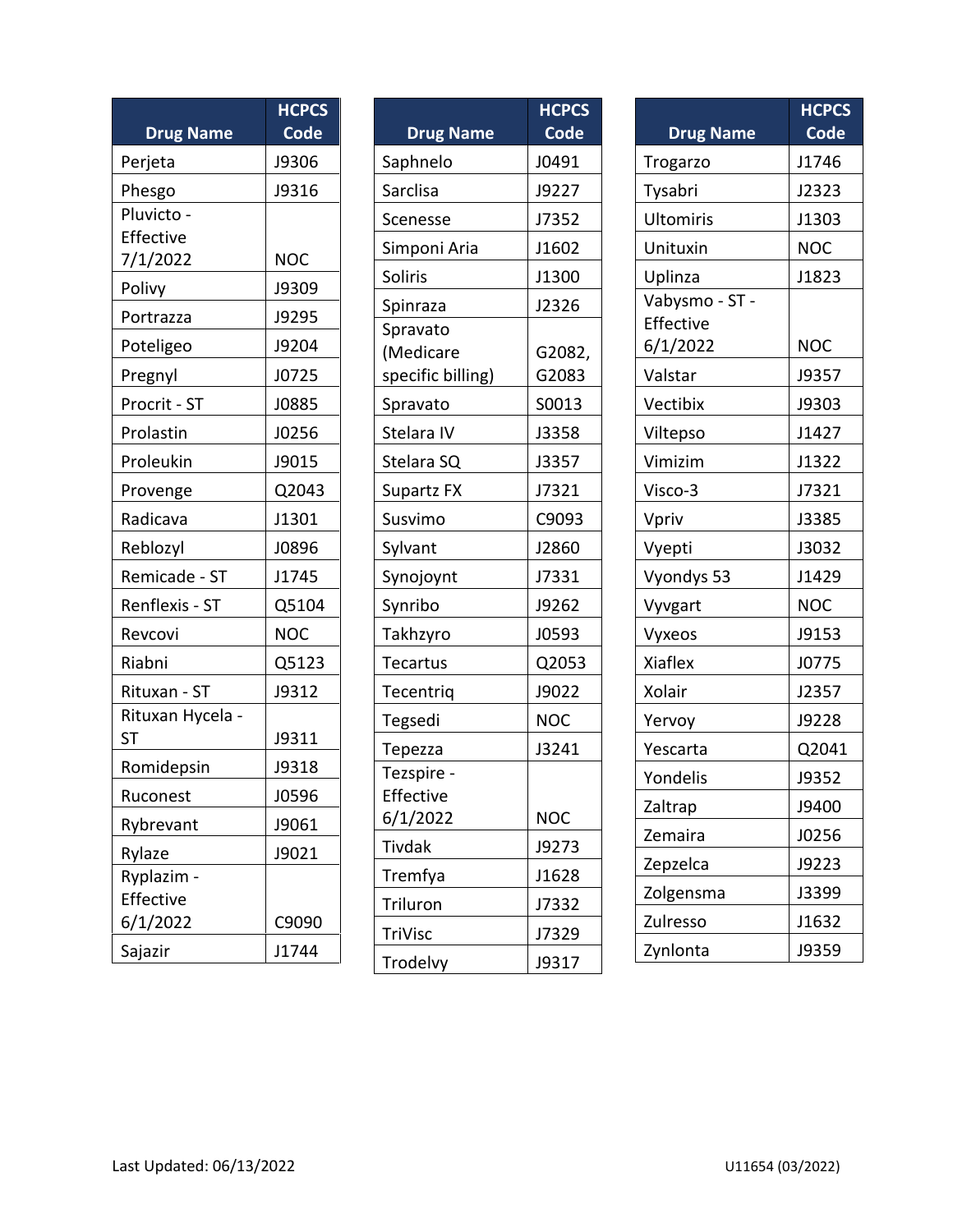| Drug Name | HCPCS Code |
|---|---|
| Perjeta | J9306 |
| Phesgo | J9316 |
| Pluvicto - Effective 7/1/2022 | NOC |
| Polivy | J9309 |
| Portrazza | J9295 |
| Poteligeo | J9204 |
| Pregnyl | J0725 |
| Procrit - ST | J0885 |
| Prolastin | J0256 |
| Proleukin | J9015 |
| Provenge | Q2043 |
| Radicava | J1301 |
| Reblozyl | J0896 |
| Remicade - ST | J1745 |
| Renflexis - ST | Q5104 |
| Revcovi | NOC |
| Riabni | Q5123 |
| Rituxan - ST | J9312 |
| Rituxan Hycela - ST | J9311 |
| Romidepsin | J9318 |
| Ruconest | J0596 |
| Rybrevant | J9061 |
| Rylaze | J9021 |
| Ryplazim - Effective 6/1/2022 | C9090 |
| Sajazir | J1744 |

| Drug Name | HCPCS Code |
|---|---|
| Saphnelo | J0491 |
| Sarclisa | J9227 |
| Scenesse | J7352 |
| Simponi Aria | J1602 |
| Soliris | J1300 |
| Spinraza | J2326 |
| Spravato (Medicare specific billing) | G2082, G2083 |
| Spravato | S0013 |
| Stelara IV | J3358 |
| Stelara SQ | J3357 |
| Supartz FX | J7321 |
| Susvimo | C9093 |
| Sylvant | J2860 |
| Synojoynt | J7331 |
| Synribo | J9262 |
| Takhzyro | J0593 |
| Tecartus | Q2053 |
| Tecentriq | J9022 |
| Tegsedi | NOC |
| Tepezza | J3241 |
| Tezspire - Effective 6/1/2022 | NOC |
| Tivdak | J9273 |
| Tremfya | J1628 |
| Triluron | J7332 |
| TriVisc | J7329 |
| Trodelvy | J9317 |

| Drug Name | HCPCS Code |
|---|---|
| Trogarzo | J1746 |
| Tysabri | J2323 |
| Ultomiris | J1303 |
| Unituxin | NOC |
| Uplinza | J1823 |
| Vabysmo - ST - Effective 6/1/2022 | NOC |
| Valstar | J9357 |
| Vectibix | J9303 |
| Viltepso | J1427 |
| Vimizim | J1322 |
| Visco-3 | J7321 |
| Vpriv | J3385 |
| Vyepti | J3032 |
| Vyondys 53 | J1429 |
| Vyvgart | NOC |
| Vyxeos | J9153 |
| Xiaflex | J0775 |
| Xolair | J2357 |
| Yervoy | J9228 |
| Yescarta | Q2041 |
| Yondelis | J9352 |
| Zaltrap | J9400 |
| Zemaira | J0256 |
| Zepzelca | J9223 |
| Zolgensma | J3399 |
| Zulresso | J1632 |
| Zynlonta | J9359 |

Last Updated: 06/13/2022

U11654 (03/2022)